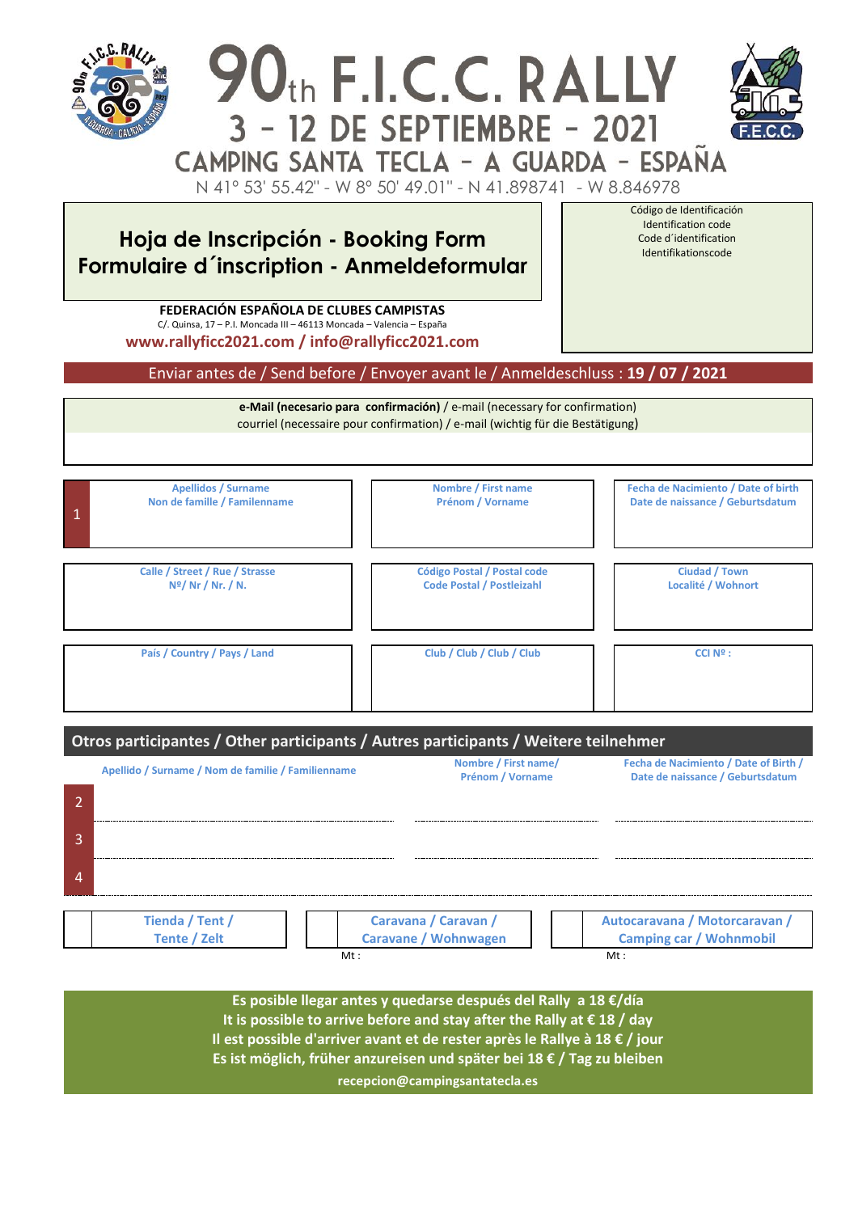# 90th F.I.C.C. RALLY

## 3 – 12 DE SEPTIEMBRE – 2021

## CAMPING SANTA TECLA – A GUARDA – ESPAÑA

N 41° 53' 55.42" - W 8° 50' 49.01" - N 41.898741 - W 8.846978

## Hoja de Inscripción - Booking Form
## Formulaire d´inscription - Anmeldeformular

| Código de Identificación / Identification code / Code d´identification / Identifikationscode |
|---|
| |

**FEDERACIÓN ESPAÑOLA DE CLUBES CAMPISTAS**
C/. Quinsa, 17 – P.I. Moncada III – 46113 Moncada – Valencia – España
**www.rallyficc2021.com / info@rallyficc2021.com**

Enviar antes de / Send before / Envoyer avant le / Anmeldeschluss : **19 / 07 / 2021**

| **e-Mail (necesario para confirmación)** / e-mail (necessary for confirmation) / courriel (necessaire pour confirmation) / e-mail (wichtig für die Bestätigung) |
|---|
| |

| | Apellidos / Surname / Non de famille / Familenname | Nombre / First name / Prénom / Vorname | Fecha de Nacimiento / Date of birth / Date de naissance / Geburtsdatum |
|---|---|---|---|
| 1 | | | |

| Calle / Street / Rue / Strasse Nº/ Nr / Nr. / N. | Código Postal / Postal code / Code Postal / Postleizahl | Ciudad / Town / Localité / Wohnort |
|---|---|---|
| | | |

| País / Country / Pays / Land | Club / Club / Club / Club | CCI Nº : |
|---|---|---|
| | | |

## Otros participantes / Other participants / Autres participants / Weitere teilnehmer

| | Apellido / Surname / Nom de familie / Familienname | Nombre / First name/ Prénom / Vorname | Fecha de Nacimiento / Date of Birth / Date de naissance / Geburtsdatum |
|---|---|---|---|
| 2 | | | |
| 3 | | | |
| 4 | | | |

| | Tienda / Tent / Tente / Zelt | | Caravana / Caravan / Caravane / Wohnwagen | | Autocaravana / Motorcaravan / Camping car / Wohnmobil |
|---|---|---|---|---|---|
| | | | Mt : | | Mt : |

**Es posible llegar antes y quedarse después del Rally a 18 €/día**
**It is possible to arrive before and stay after the Rally at € 18 / day**
**Il est possible d'arriver avant et de rester après le Rallye à 18 € / jour**
**Es ist möglich, früher anzureisen und später bei 18 € / Tag zu bleiben**
**recepcion@campingsantatecla.es**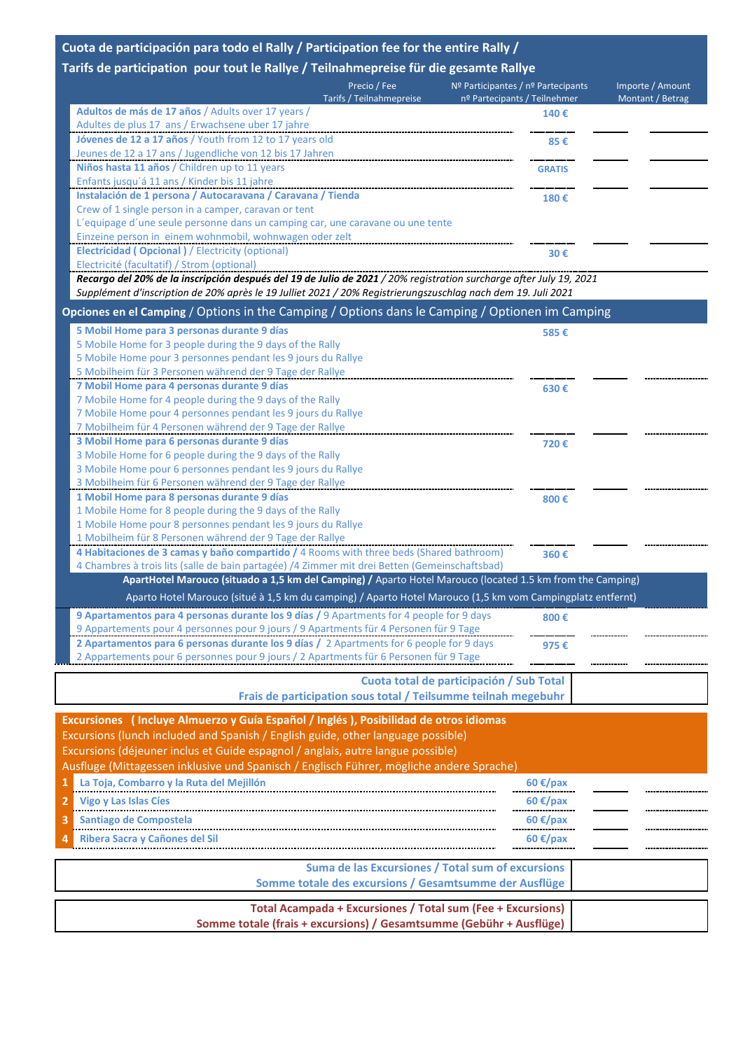## Cuota de participación para todo el Rally / Participation fee for the entire Rally / Tarifs de participation pour tout le Rallye / Teilnahmepreise für die gesamte Rallye

| | Precio / Fee Tarifs / Teilnahmepreise | Nº Participantes / nº Partecipants nº Partecipants / Teilnehmer | Importe / Amount Montant / Betrag |
|---|---|---|---|
| **Adultos de más de 17 años** / Adults over 17 years / Adultes de plus 17 ans / Erwachsene uber 17 jahre | 140 € | | |
| **Jóvenes de 12 a 17 años** / Youth from 12 to 17 years old Jeunes de 12 a 17 ans / Jugendliche von 12 bis 17 Jahren | 85 € | | |
| **Niños hasta 11 años** / Children up to 11 years Enfants jusqu´á 11 ans / Kinder bis 11 jahre | GRATIS | | |
| **Instalación de 1 persona / Autocaravana / Caravana / Tienda** Crew of 1 single person in a camper, caravan or tent L´equipage d´une seule personne dans un camping car, une caravane ou une tente Einzeine person in einem wohnmobil, wohnwagen oder zelt | 180 € | | |
| **Electricidad ( Opcional )** / Electricity (optional) Electricité (facultatif) / Strom (optional) | 30 € | | |

***Recargo del 20% de la inscripción después del 19 de Julio de 2021** / 20% registration surcharge after July 19, 2021*
*Supplément d'inscription de 20% après le 19 Julliet 2021 / 20% Registrierungszuschlag nach dem 19. Juli 2021*

## Opciones en el Camping / Options in the Camping / Options dans le Camping / Optionen im Camping

| | Precio | Nº | Importe |
|---|---|---|---|
| **5 Mobil Home para 3 personas durante 9 días** 5 Mobile Home for 3 people during the 9 days of the Rally 5 Mobile Home pour 3 personnes pendant les 9 jours du Rallye 5 Mobilheim für 3 Personen während der 9 Tage der Rallye | 585 € | | |
| **7 Mobil Home para 4 personas durante 9 días** 7 Mobile Home for 4 people during the 9 days of the Rally 7 Mobile Home pour 4 personnes pendant les 9 jours du Rallye 7 Mobilheim für 4 Personen während der 9 Tage der Rallye | 630 € | | |
| **3 Mobil Home para 6 personas durante 9 días** 3 Mobile Home for 6 people during the 9 days of the Rally 3 Mobile Home pour 6 personnes pendant les 9 jours du Rallye 3 Mobilheim für 6 Personen während der 9 Tage der Rallye | 720 € | | |
| **1 Mobil Home para 8 personas durante 9 días** 1 Mobile Home for 8 people during the 9 days of the Rally 1 Mobile Home pour 8 personnes pendant les 9 jours du Rallye 1 Mobilheim für 8 Personen während der 9 Tage der Rallye | 800 € | | |
| **4 Habitaciones de 3 camas y baño compartido** / 4 Rooms with three beds (Shared bathroom) 4 Chambres à trois lits (salle de bain partagée) /4 Zimmer mit drei Betten (Gemeinschaftsbad) | 360 € | | |

**ApartHotel Marouco (situado a 1,5 km del Camping) /** Aparto Hotel Marouco (located 1.5 km from the Camping)
Aparto Hotel Marouco (situé à 1,5 km du camping) / Aparto Hotel Marouco (1,5 km vom Campingplatz entfernt)

| | Precio | Nº | Importe |
|---|---|---|---|
| **9 Apartamentos para 4 personas durante los 9 días /** 9 Apartments for 4 people for 9 days 9 Appartements pour 4 personnes pour 9 jours / 9 Apartments für 4 Personen für 9 Tage | 800 € | | |
| **2 Apartamentos para 6 personas durante los 9 días /** 2 Apartments for 6 people for 9 days 2 Appartements pour 6 personnes pour 9 jours / 2 Apartments für 6 Personen für 9 Tage | 975 € | | |

| **Cuota total de participación / Sub Total** **Frais de participation sous total / Teilsumme teilnah megebuhr** | |
|---|---|

## Excursiones ( Incluye Almuerzo y Guía Español / Inglés ), Posibilidad de otros idiomas

Excursions (lunch included and Spanish / English guide, other language possible)
Excursions (déjeuner inclus et Guide espagnol / anglais, autre langue possible)
Ausfluge (Mittagessen inklusive und Spanisch / Englisch Führer, mögliche andere Sprache)

| | | Precio | Nº | Importe |
|---|---|---|---|---|
| 1 | **La Toja, Combarro y la Ruta del Mejillón** | 60 €/pax | | |
| 2 | **Vigo y Las Islas Cíes** | 60 €/pax | | |
| 3 | **Santiago de Compostela** | 60 €/pax | | |
| 4 | **Ribera Sacra y Cañones del Sil** | 60 €/pax | | |

| **Suma de las Excursiones / Total sum of excursions** **Somme totale des excursions / Gesamtsumme der Ausflüge** | |
|---|---|

| **Total Acampada + Excursiones / Total sum (Fee + Excursions)** **Somme totale (frais + excursions) / Gesamtsumme (Gebühr + Ausflüge)** | |
|---|---|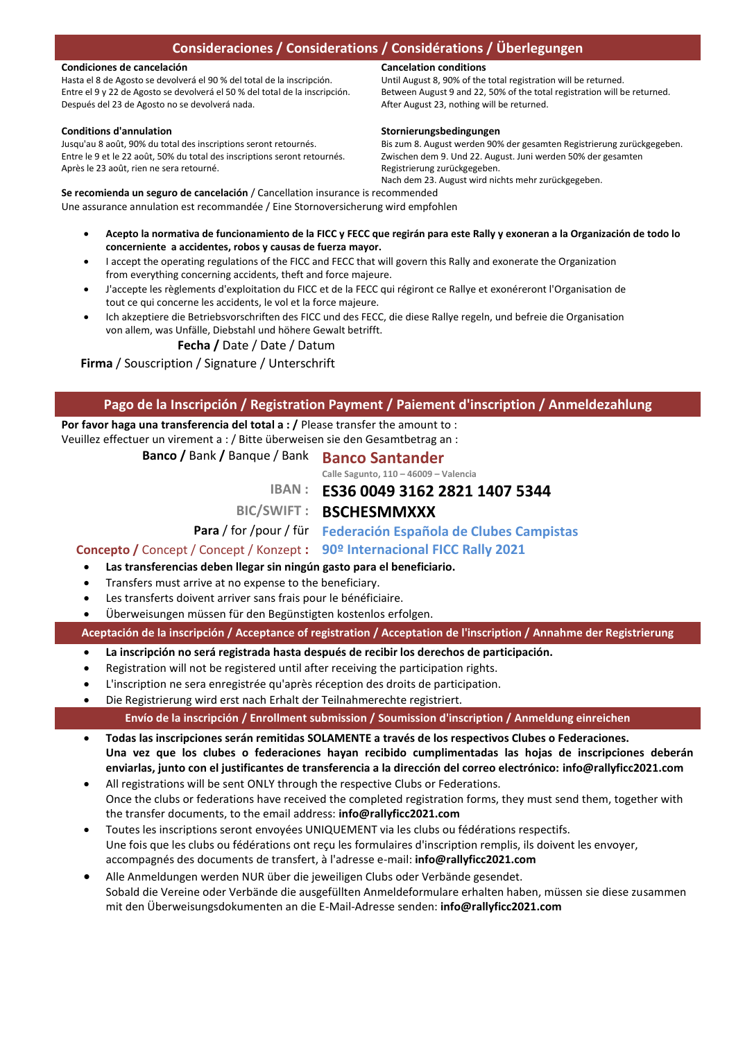## Consideraciones / Considerations / Considérations / Überlegungen

**Condiciones de cancelación**
Hasta el 8 de Agosto se devolverá el 90 % del total de la inscripción.
Entre el 9 y 22 de Agosto se devolverá el 50 % del total de la inscripción.
Después del 23 de Agosto no se devolverá nada.

**Cancelation conditions**
Until August 8, 90% of the total registration will be returned.
Between August 9 and 22, 50% of the total registration will be returned.
After August 23, nothing will be returned.

**Conditions d'annulation**
Jusqu'au 8 août, 90% du total des inscriptions seront retournés.
Entre le 9 et le 22 août, 50% du total des inscriptions seront retournés.
Après le 23 août, rien ne sera retourné.

**Stornierungsbedingungen**
Bis zum 8. August werden 90% der gesamten Registrierung zurückgegeben.
Zwischen dem 9. Und 22. August. Juni werden 50% der gesamten Registrierung zurückgegeben.
Nach dem 23. August wird nichts mehr zurückgegeben.

**Se recomienda un seguro de cancelación** / Cancellation insurance is recommended
Une assurance annulation est recommandée / Eine Stornoversicherung wird empfohlen

- **Acepto la normativa de funcionamiento de la FICC y FECC que regirán para este Rally y exoneran a la Organización de todo lo concerniente a accidentes, robos y causas de fuerza mayor.**
- I accept the operating regulations of the FICC and FECC that will govern this Rally and exonerate the Organization from everything concerning accidents, theft and force majeure.
- J'accepte les règlements d'exploitation du FICC et de la FECC qui régiront ce Rallye et exonéreront l'Organisation de tout ce qui concerne les accidents, le vol et la force majeure.
- Ich akzeptiere die Betriebsvorschriften des FICC und des FECC, die diese Rallye regeln, und befreie die Organisation von allem, was Unfälle, Diebstahl und höhere Gewalt betrifft.

**Fecha /** Date / Date / Datum

**Firma** / Souscription / Signature / Unterschrift

## Pago de la Inscripción / Registration Payment / Paiement d'inscription / Anmeldezahlung

**Por favor haga una transferencia del total a : /** Please transfer the amount to :
Veuillez effectuer un virement a : / Bitte überweisen sie den Gesamtbetrag an :

**Banco /** Bank **/** Banque / Bank: **Banco Santander**
Calle Sagunto, 110 – 46009 – Valencia

IBAN : **ES36 0049 3162 2821 1407 5344**

BIC/SWIFT : **BSCHESMMXXX**

**Para** / for /pour / für: **Federación Española de Clubes Campistas**

**Concepto /** Concept / Concept / Konzept **:** **90º Internacional FICC Rally 2021**

- **Las transferencias deben llegar sin ningún gasto para el beneficiario.**
- Transfers must arrive at no expense to the beneficiary.
- Les transferts doivent arriver sans frais pour le bénéficiaire.
- Überweisungen müssen für den Begünstigten kostenlos erfolgen.

### Aceptación de la inscripción / Acceptance of registration / Acceptation de l'inscription / Annahme der Registrierung

- **La inscripción no será registrada hasta después de recibir los derechos de participación.**
- Registration will not be registered until after receiving the participation rights.
- L'inscription ne sera enregistrée qu'après réception des droits de participation.
- Die Registrierung wird erst nach Erhalt der Teilnahmerechte registriert.

### Envío de la inscripción / Enrollment submission / Soumission d'inscription / Anmeldung einreichen

- **Todas las inscripciones serán remitidas SOLAMENTE a través de los respectivos Clubes o Federaciones. Una vez que los clubes o federaciones hayan recibido cumplimentadas las hojas de inscripciones deberán enviarlas, junto con el justificantes de transferencia a la dirección del correo electrónico: info@rallyficc2021.com**
- All registrations will be sent ONLY through the respective Clubs or Federations. Once the clubs or federations have received the completed registration forms, they must send them, together with the transfer documents, to the email address: **info@rallyficc2021.com**
- Toutes les inscriptions seront envoyées UNIQUEMENT via les clubs ou fédérations respectifs. Une fois que les clubs ou fédérations ont reçu les formulaires d'inscription remplis, ils doivent les envoyer, accompagnés des documents de transfert, à l'adresse e-mail: **info@rallyficc2021.com**
- Alle Anmeldungen werden NUR über die jeweiligen Clubs oder Verbände gesendet. Sobald die Vereine oder Verbände die ausgefüllten Anmeldeformulare erhalten haben, müssen sie diese zusammen mit den Überweisungsdokumenten an die E-Mail-Adresse senden: **info@rallyficc2021.com**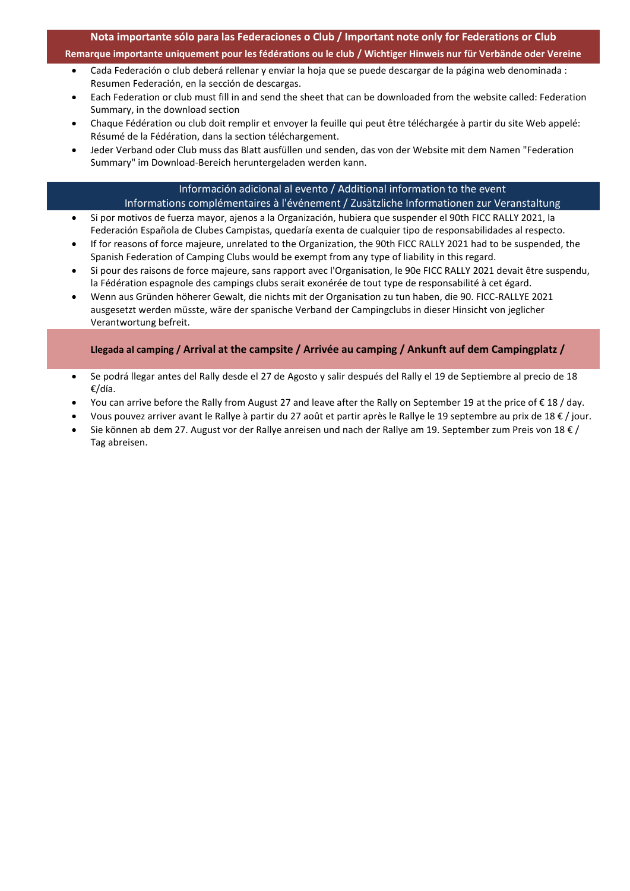## Nota importante sólo para las Federaciones o Club / Important note only for Federations or Club
## Remarque importante uniquement pour les fédérations ou le club / Wichtiger Hinweis nur für Verbände oder Vereine

- Cada Federación o club deberá rellenar y enviar la hoja que se puede descargar de la página web denominada : Resumen Federación, en la sección de descargas.
- Each Federation or club must fill in and send the sheet that can be downloaded from the website called: Federation Summary, in the download section
- Chaque Fédération ou club doit remplir et envoyer la feuille qui peut être téléchargée à partir du site Web appelé: Résumé de la Fédération, dans la section téléchargement.
- Jeder Verband oder Club muss das Blatt ausfüllen und senden, das von der Website mit dem Namen "Federation Summary" im Download-Bereich heruntergeladen werden kann.

## Información adicional al evento / Additional information to the event
## Informations complémentaires à l'événement / Zusätzliche Informationen zur Veranstaltung

- Si por motivos de fuerza mayor, ajenos a la Organización, hubiera que suspender el 90th FICC RALLY 2021, la Federación Española de Clubes Campistas, quedaría exenta de cualquier tipo de responsabilidades al respecto.
- If for reasons of force majeure, unrelated to the Organization, the 90th FICC RALLY 2021 had to be suspended, the Spanish Federation of Camping Clubs would be exempt from any type of liability in this regard.
- Si pour des raisons de force majeure, sans rapport avec l'Organisation, le 90e FICC RALLY 2021 devait être suspendu, la Fédération espagnole des campings clubs serait exonérée de tout type de responsabilité à cet égard.
- Wenn aus Gründen höherer Gewalt, die nichts mit der Organisation zu tun haben, die 90. FICC-RALLYE 2021 ausgesetzt werden müsste, wäre der spanische Verband der Campingclubs in dieser Hinsicht von jeglicher Verantwortung befreit.

## Llegada al camping / Arrival at the campsite / Arrivée au camping / Ankunft auf dem Campingplatz /

- Se podrá llegar antes del Rally desde el 27 de Agosto y salir después del Rally el 19 de Septiembre al precio de 18 €/día.
- You can arrive before the Rally from August 27 and leave after the Rally on September 19 at the price of € 18 / day.
- Vous pouvez arriver avant le Rallye à partir du 27 août et partir après le Rallye le 19 septembre au prix de 18 € / jour.
- Sie können ab dem 27. August vor der Rallye anreisen und nach der Rallye am 19. September zum Preis von 18 € / Tag abreisen.